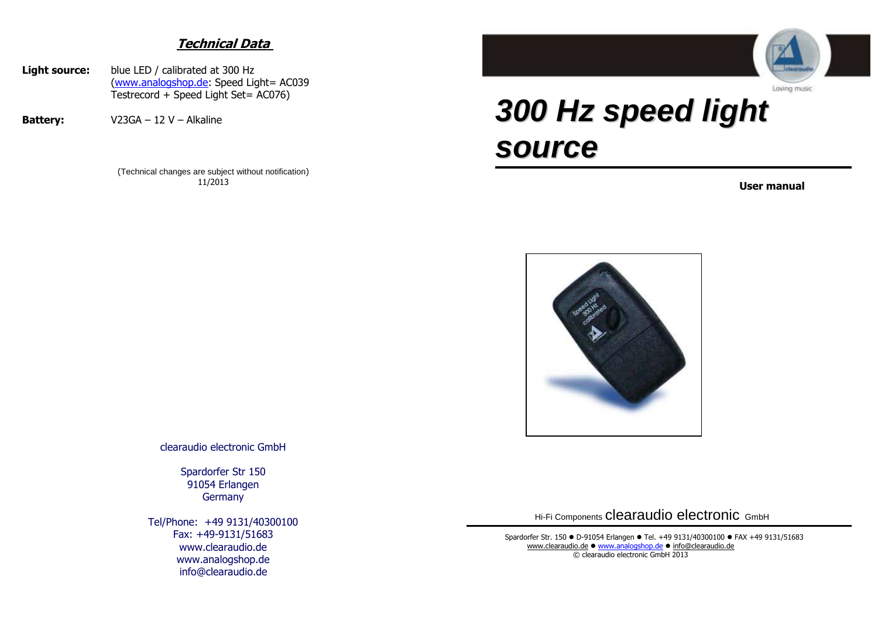## Technical Data

**Light source:** blue LED / calibrated at 300 Hz
(www.analogshop.de: Speed Light= AC039
Testrecord + Speed Light Set= AC076)

**Battery:** V23GA – 12 V – Alkaline

(Technical changes are subject without notification)
11/2013

clearaudio electronic GmbH

Spardorfer Str 150
91054 Erlangen
Germany

Tel/Phone: +49 9131/40300100
Fax: +49-9131/51683
www.clearaudio.de
www.analogshop.de
info@clearaudio.de

Loving music

# 300 Hz speed light source

**User manual**

Hi-Fi Components clearaudio electronic GmbH

Spardorfer Str. 150 ● D-91054 Erlangen ● Tel. +49 9131/40300100 ● FAX +49 9131/51683
www.clearaudio.de ● www.analogshop.de ● info@clearaudio.de
© clearaudio electronic GmbH 2013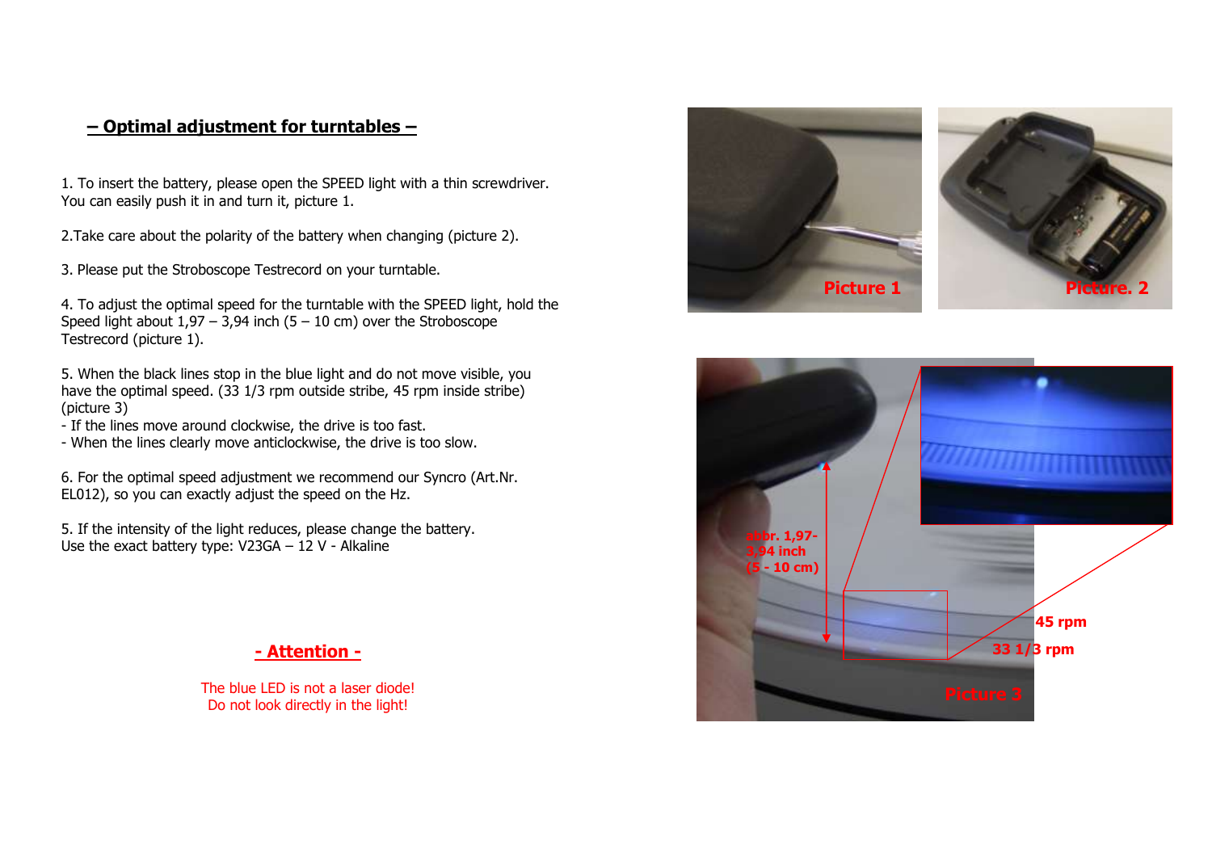## – Optimal adjustment for turntables –

1. To insert the battery, please open the SPEED light with a thin screwdriver. You can easily push it in and turn it, picture 1.

2.Take care about the polarity of the battery when changing (picture 2).

3. Please put the Stroboscope Testrecord on your turntable.

4. To adjust the optimal speed for the turntable with the SPEED light, hold the Speed light about 1,97 – 3,94 inch (5 – 10 cm) over the Stroboscope Testrecord (picture 1).

5. When the black lines stop in the blue light and do not move visible, you have the optimal speed. (33 1/3 rpm outside stribe, 45 rpm inside stribe) (picture 3)
- If the lines move around clockwise, the drive is too fast.
- When the lines clearly move anticlockwise, the drive is too slow.

6. For the optimal speed adjustment we recommend our Syncro (Art.Nr. EL012), so you can exactly adjust the speed on the Hz.

5. If the intensity of the light reduces, please change the battery.
Use the exact battery type: V23GA – 12 V - Alkaline

## - Attention -

The blue LED is not a laser diode!
Do not look directly in the light!

Picture 1

Picture. 2

abbr. 1,97-3,94 inch (5 - 10 cm)

45 rpm

33 1/3 rpm

Picture 3